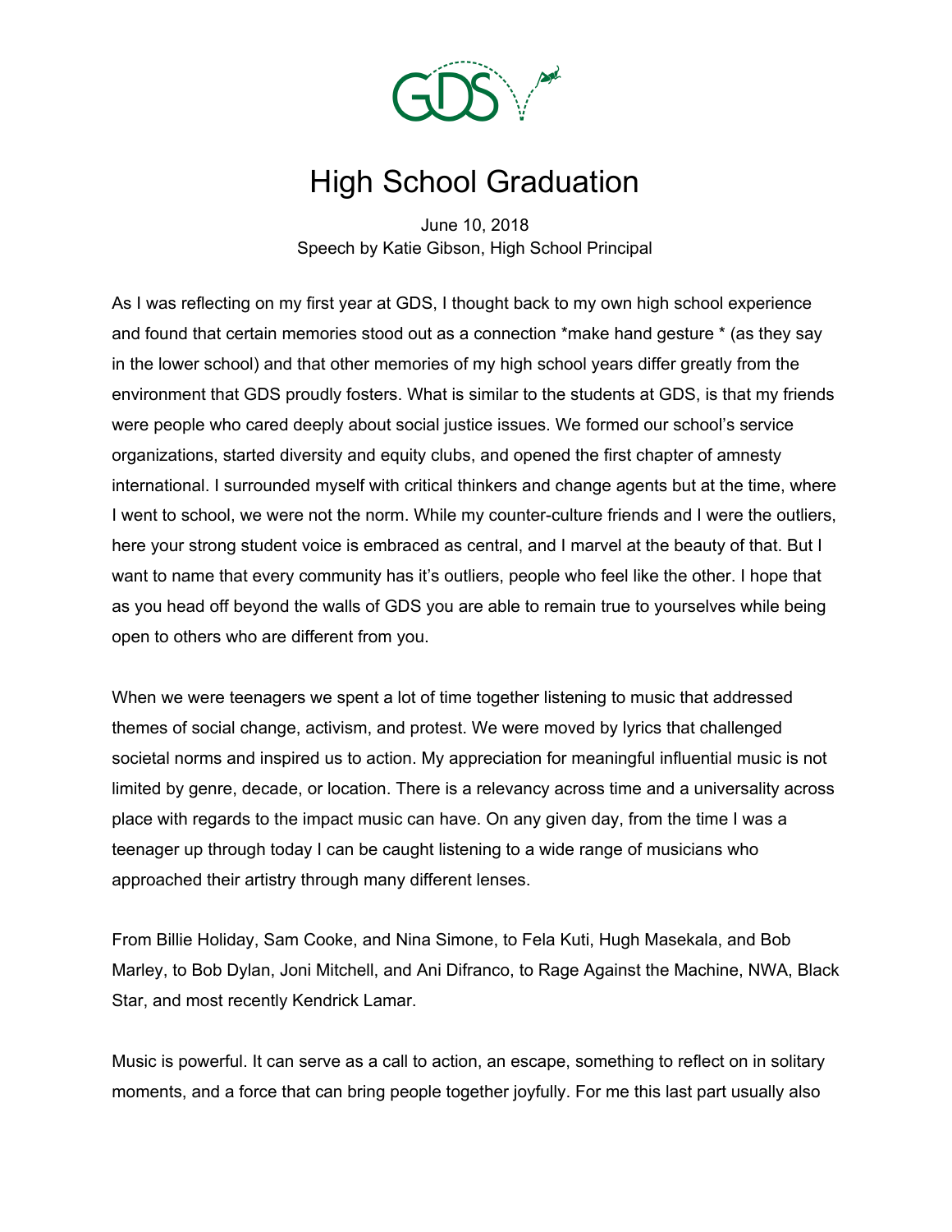# High School Graduation

June 10, 2018
Speech by Katie Gibson, High School Principal

As I was reflecting on my first year at GDS, I thought back to my own high school experience and found that certain memories stood out as a connection *make hand gesture * (as they say in the lower school) and that other memories of my high school years differ greatly from the environment that GDS proudly fosters. What is similar to the students at GDS, is that my friends were people who cared deeply about social justice issues. We formed our school's service organizations, started diversity and equity clubs, and opened the first chapter of amnesty international. I surrounded myself with critical thinkers and change agents but at the time, where I went to school, we were not the norm. While my counter-culture friends and I were the outliers, here your strong student voice is embraced as central, and I marvel at the beauty of that. But I want to name that every community has it's outliers, people who feel like the other. I hope that as you head off beyond the walls of GDS you are able to remain true to yourselves while being open to others who are different from you.

When we were teenagers we spent a lot of time together listening to music that addressed themes of social change, activism, and protest. We were moved by lyrics that challenged societal norms and inspired us to action. My appreciation for meaningful influential music is not limited by genre, decade, or location. There is a relevancy across time and a universality across place with regards to the impact music can have. On any given day, from the time I was a teenager up through today I can be caught listening to a wide range of musicians who approached their artistry through many different lenses.

From Billie Holiday, Sam Cooke, and Nina Simone, to Fela Kuti, Hugh Masekala, and Bob Marley, to Bob Dylan, Joni Mitchell, and Ani Difranco, to Rage Against the Machine, NWA, Black Star, and most recently Kendrick Lamar.

Music is powerful. It can serve as a call to action, an escape, something to reflect on in solitary moments, and a force that can bring people together joyfully. For me this last part usually also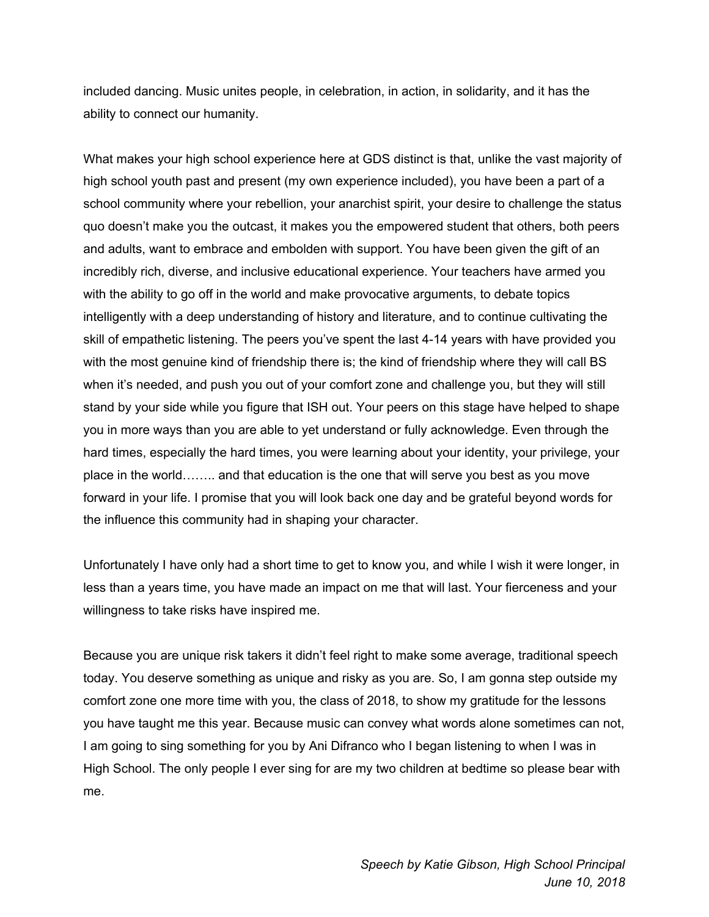included dancing. Music unites people, in celebration, in action, in solidarity, and it has the ability to connect our humanity.

What makes your high school experience here at GDS distinct is that, unlike the vast majority of high school youth past and present (my own experience included), you have been a part of a school community where your rebellion, your anarchist spirit, your desire to challenge the status quo doesn't make you the outcast, it makes you the empowered student that others, both peers and adults, want to embrace and embolden with support. You have been given the gift of an incredibly rich, diverse, and inclusive educational experience. Your teachers have armed you with the ability to go off in the world and make provocative arguments, to debate topics intelligently with a deep understanding of history and literature, and to continue cultivating the skill of empathetic listening. The peers you've spent the last 4-14 years with have provided you with the most genuine kind of friendship there is; the kind of friendship where they will call BS when it's needed, and push you out of your comfort zone and challenge you, but they will still stand by your side while you figure that ISH out. Your peers on this stage have helped to shape you in more ways than you are able to yet understand or fully acknowledge. Even through the hard times, especially the hard times, you were learning about your identity, your privilege, your place in the world…….. and that education is the one that will serve you best as you move forward in your life. I promise that you will look back one day and be grateful beyond words for the influence this community had in shaping your character.

Unfortunately I have only had a short time to get to know you, and while I wish it were longer, in less than a years time, you have made an impact on me that will last. Your fierceness and your willingness to take risks have inspired me.

Because you are unique risk takers it didn't feel right to make some average, traditional speech today. You deserve something as unique and risky as you are. So, I am gonna step outside my comfort zone one more time with you, the class of 2018, to show my gratitude for the lessons you have taught me this year. Because music can convey what words alone sometimes can not, I am going to sing something for you by Ani Difranco who I began listening to when I was in High School. The only people I ever sing for are my two children at bedtime so please bear with me.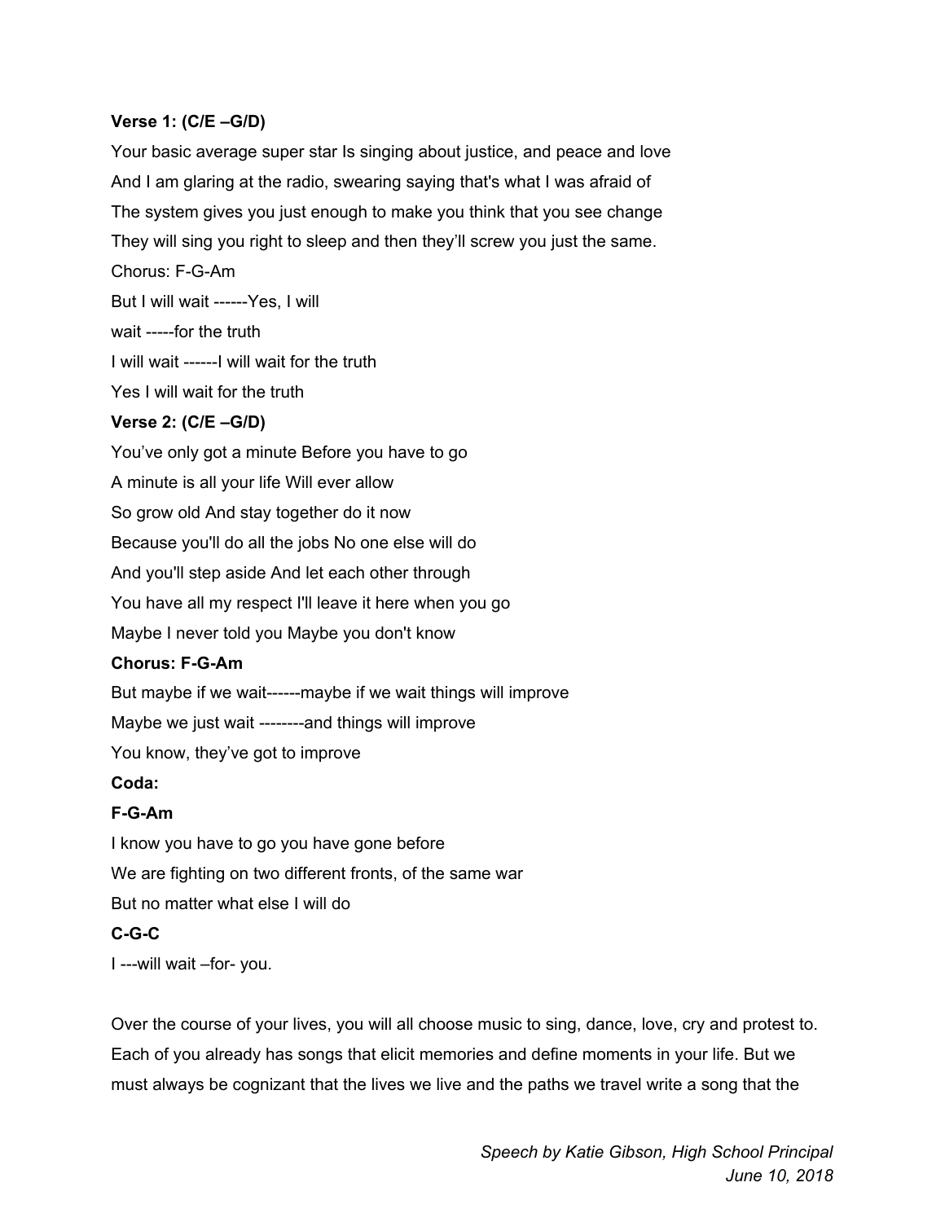**Verse 1: (C/E –G/D)**

Your basic average super star Is singing about justice, and peace and love

And I am glaring at the radio, swearing saying that's what I was afraid of

The system gives you just enough to make you think that you see change

They will sing you right to sleep and then they'll screw you just the same.

Chorus: F-G-Am

But I will wait ------Yes, I will

wait -----for the truth

I will wait ------I will wait for the truth

Yes I will wait for the truth

**Verse 2: (C/E –G/D)**

You've only got a minute Before you have to go

A minute is all your life Will ever allow

So grow old And stay together do it now

Because you'll do all the jobs No one else will do

And you'll step aside And let each other through

You have all my respect I'll leave it here when you go

Maybe I never told you Maybe you don't know

**Chorus: F-G-Am**

But maybe if we wait------maybe if we wait things will improve

Maybe we just wait --------and things will improve

You know, they've got to improve

**Coda:**

**F-G-Am**

I know you have to go you have gone before

We are fighting on two different fronts, of the same war

But no matter what else I will do

**C-G-C**

I ---will wait –for- you.

Over the course of your lives, you will all choose music to sing, dance, love, cry and protest to. Each of you already has songs that elicit memories and define moments in your life. But we must always be cognizant that the lives we live and the paths we travel write a song that the

*Speech by Katie Gibson, High School Principal*
*June 10, 2018*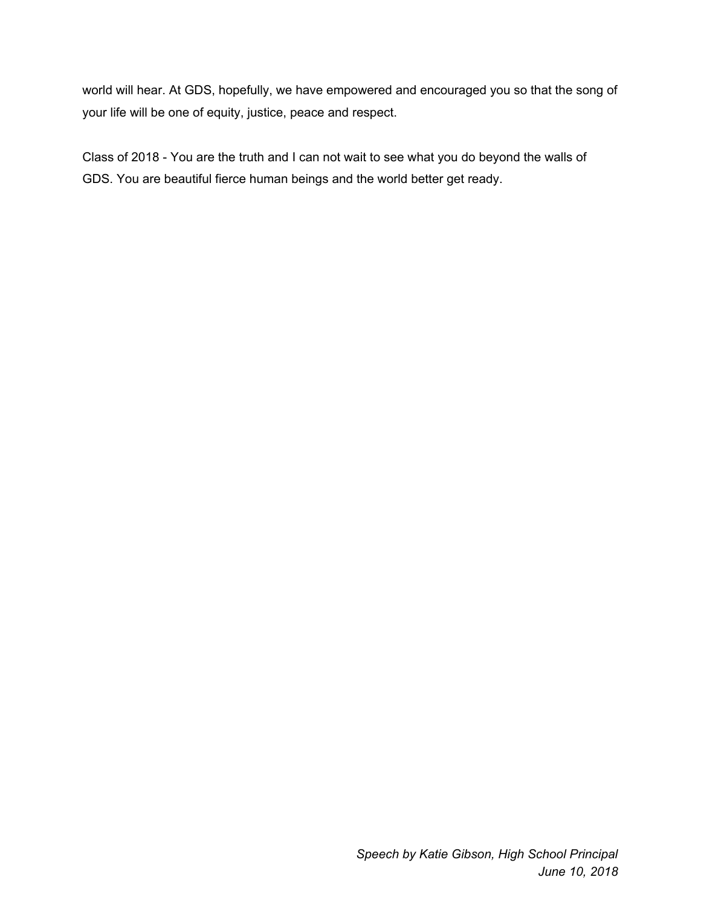world will hear. At GDS, hopefully, we have empowered and encouraged you so that the song of your life will be one of equity, justice, peace and respect.

Class of 2018 - You are the truth and I can not wait to see what you do beyond the walls of GDS. You are beautiful fierce human beings and the world better get ready.

*Speech by Katie Gibson, High School Principal*
*June 10, 2018*